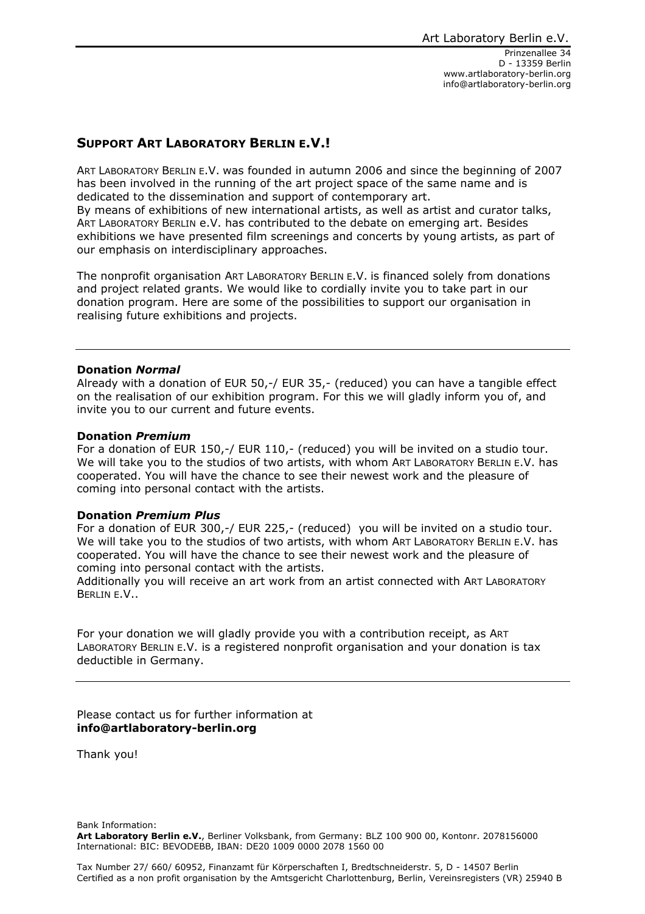Art Laboratory Berlin e.V.

Prinzenallee 34
D - 13359 Berlin
www.artlaboratory-berlin.org
info@artlaboratory-berlin.org

## SUPPORT ART LABORATORY BERLIN E.V.!

ART LABORATORY BERLIN E.V. was founded in autumn 2006 and since the beginning of 2007 has been involved in the running of the art project space of the same name and is dedicated to the dissemination and support of contemporary art.
By means of exhibitions of new international artists, as well as artist and curator talks, ART LABORATORY BERLIN e.V. has contributed to the debate on emerging art. Besides exhibitions we have presented film screenings and concerts by young artists, as part of our emphasis on interdisciplinary approaches.

The nonprofit organisation ART LABORATORY BERLIN E.V. is financed solely from donations and project related grants. We would like to cordially invite you to take part in our donation program. Here are some of the possibilities to support our organisation in realising future exhibitions and projects.

---

**Donation *Normal***
Already with a donation of EUR 50,-/ EUR 35,- (reduced) you can have a tangible effect on the realisation of our exhibition program. For this we will gladly inform you of, and invite you to our current and future events.

**Donation *Premium***
For a donation of EUR 150,-/ EUR 110,- (reduced) you will be invited on a studio tour. We will take you to the studios of two artists, with whom ART LABORATORY BERLIN E.V. has cooperated. You will have the chance to see their newest work and the pleasure of coming into personal contact with the artists.

**Donation *Premium Plus***
For a donation of EUR 300,-/ EUR 225,- (reduced) you will be invited on a studio tour. We will take you to the studios of two artists, with whom ART LABORATORY BERLIN E.V. has cooperated. You will have the chance to see their newest work and the pleasure of coming into personal contact with the artists.
Additionally you will receive an art work from an artist connected with ART LABORATORY BERLIN E.V..

For your donation we will gladly provide you with a contribution receipt, as ART LABORATORY BERLIN E.V. is a registered nonprofit organisation and your donation is tax deductible in Germany.

---

Please contact us for further information at
**info@artlaboratory-berlin.org**

Thank you!

Bank Information:
**Art Laboratory Berlin e.V.**, Berliner Volksbank, from Germany: BLZ 100 900 00, Kontonr. 2078156000
International: BIC: BEVODEBB, IBAN: DE20 1009 0000 2078 1560 00

Tax Number 27/ 660/ 60952, Finanzamt für Körperschaften I, Bredtschneiderstr. 5, D - 14507 Berlin
Certified as a non profit organisation by the Amtsgericht Charlottenburg, Berlin, Vereinsregisters (VR) 25940 B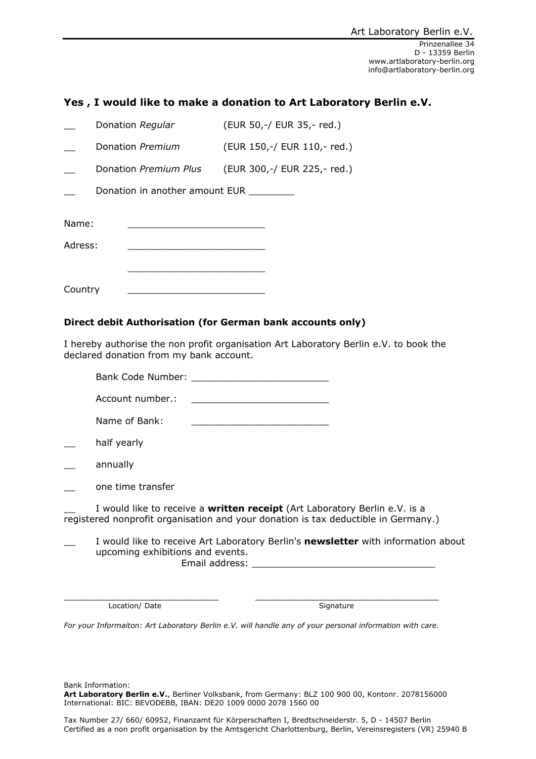Art Laboratory Berlin e.V.
Prinzenallee 34
D - 13359 Berlin
www.artlaboratory-berlin.org
info@artlaboratory-berlin.org

## Yes , I would like to make a donation to Art Laboratory Berlin e.V.

__ Donation *Regular* (EUR 50,-/ EUR 35,- red.)

__ Donation *Premium* (EUR 150,-/ EUR 110,- red.)

__ Donation *Premium Plus* (EUR 300,-/ EUR 225,- red.)

__ Donation in another amount EUR ________

Name: ________________________

Adress: ________________________

________________________

Country ________________________

### Direct debit Authorisation (for German bank accounts only)

I hereby authorise the non profit organisation Art Laboratory Berlin e.V. to book the declared donation from my bank account.

Bank Code Number: ________________________

Account number.: ________________________

Name of Bank: ________________________

__ half yearly

__ annually

__ one time transfer

__ I would like to receive a **written receipt** (Art Laboratory Berlin e.V. is a registered nonprofit organisation and your donation is tax deductible in Germany.)

__ I would like to receive Art Laboratory Berlin's **newsletter** with information about upcoming exhibitions and events.
Email address: ________________________________

____________________________ Location/ Date

________________________________ Signature

*For your Informaiton: Art Laboratory Berlin e.V. will handle any of your personal information with care.*

Bank Information:
**Art Laboratory Berlin e.V.**, Berliner Volksbank, from Germany: BLZ 100 900 00, Kontonr. 2078156000
International: BIC: BEVODEBB, IBAN: DE20 1009 0000 2078 1560 00

Tax Number 27/ 660/ 60952, Finanzamt für Körperschaften I, Bredtschneiderstr. 5, D - 14507 Berlin
Certified as a non profit organisation by the Amtsgericht Charlottenburg, Berlin, Vereinsregisters (VR) 25940 B